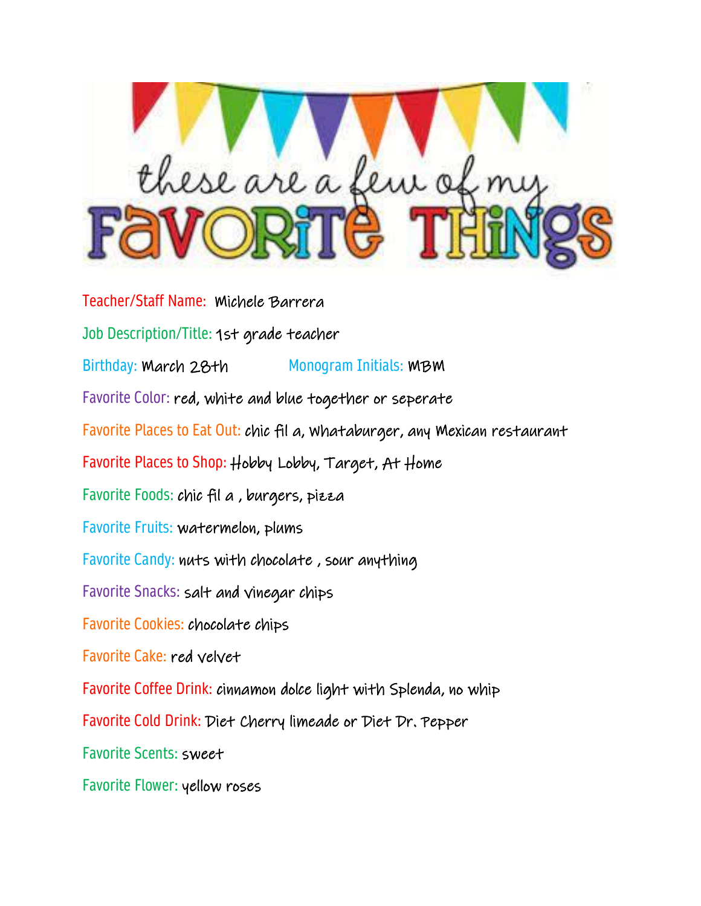# these are a few of my FAVORITE THINGS

Teacher/Staff Name: Michele Barrera

Job Description/Title: 1st grade teacher

Birthday: March 28th Monogram Initials: MBM

Favorite Color: red, white and blue together or seperate

Favorite Places to Eat Out: chic fil a, Whataburger, any Mexican restaurant

Favorite Places to Shop: Hobby Lobby, Target, At Home

Favorite Foods: chic fil a , burgers, pizza

Favorite Fruits: watermelon, plums

Favorite Candy: nuts with chocolate , sour anything

Favorite Snacks: salt and vinegar chips

Favorite Cookies: chocolate chips

Favorite Cake: red velvet

Favorite Coffee Drink: cinnamon dolce light with Splenda, no whip

Favorite Cold Drink: Diet Cherry limeade or Diet Dr. Pepper

Favorite Scents: sweet

Favorite Flower: yellow roses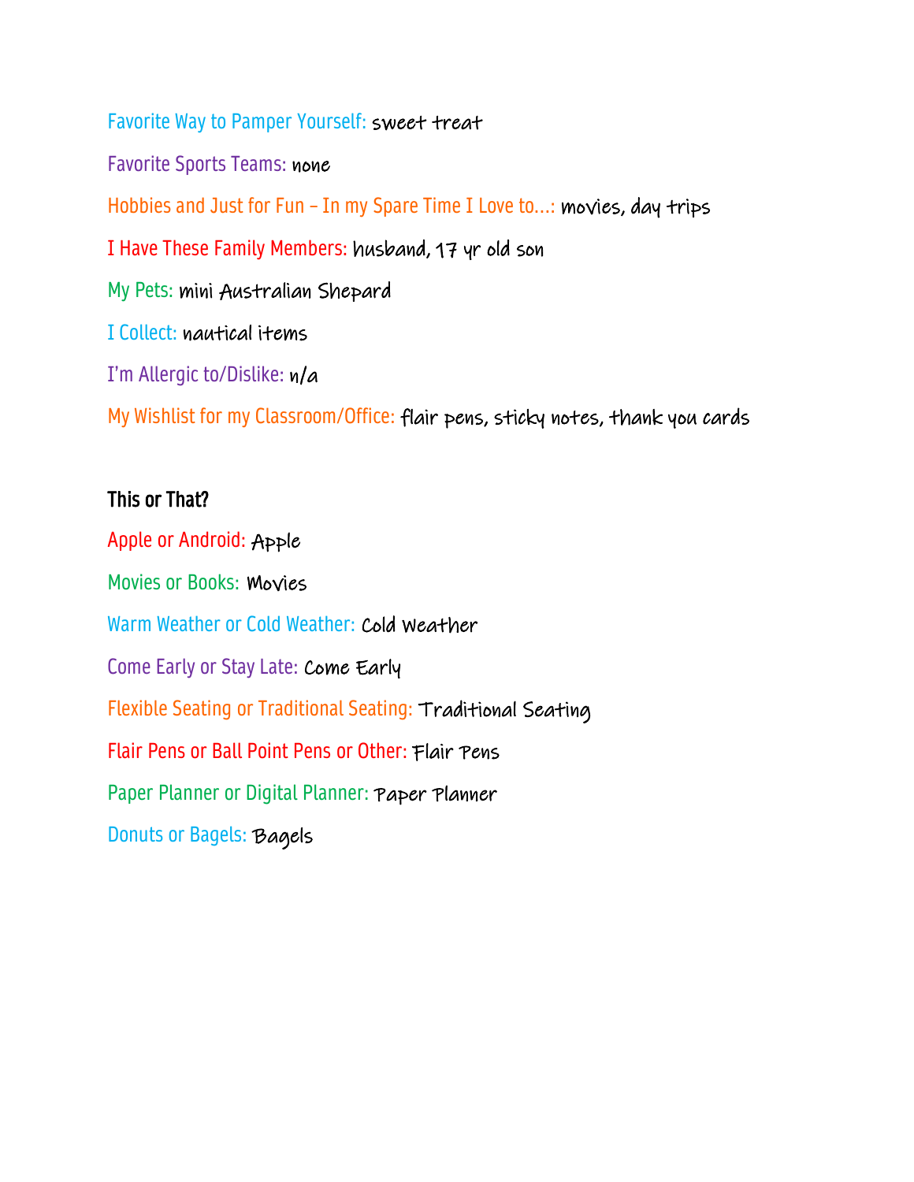Favorite Way to Pamper Yourself: sweet treat

Favorite Sports Teams: none

Hobbies and Just for Fun – In my Spare Time I Love to…: movies, day trips

I Have These Family Members: husband, 17 yr old son

My Pets: mini Australian Shepard

I Collect: nautical items

I'm Allergic to/Dislike: n/a

My Wishlist for my Classroom/Office: flair pens, sticky notes, thank you cards

**This or That?**

Apple or Android: Apple

Movies or Books: Movies

Warm Weather or Cold Weather: Cold Weather

Come Early or Stay Late: Come Early

Flexible Seating or Traditional Seating: Traditional Seating

Flair Pens or Ball Point Pens or Other: Flair Pens

Paper Planner or Digital Planner: Paper Planner

Donuts or Bagels: Bagels